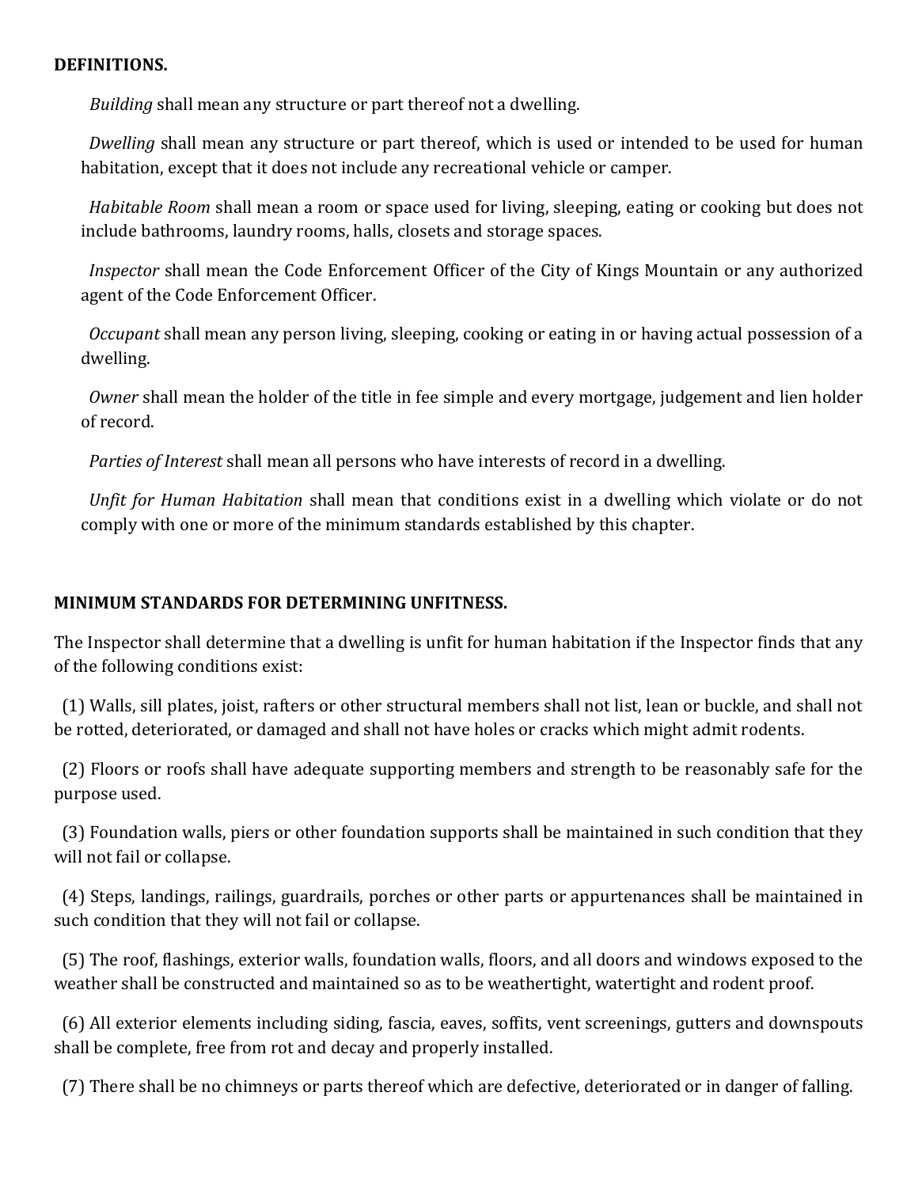**DEFINITIONS.**

*Building* shall mean any structure or part thereof not a dwelling.

*Dwelling* shall mean any structure or part thereof, which is used or intended to be used for human habitation, except that it does not include any recreational vehicle or camper.

*Habitable Room* shall mean a room or space used for living, sleeping, eating or cooking but does not include bathrooms, laundry rooms, halls, closets and storage spaces.

*Inspector* shall mean the Code Enforcement Officer of the City of Kings Mountain or any authorized agent of the Code Enforcement Officer.

*Occupant* shall mean any person living, sleeping, cooking or eating in or having actual possession of a dwelling.

*Owner* shall mean the holder of the title in fee simple and every mortgage, judgement and lien holder of record.

*Parties of Interest* shall mean all persons who have interests of record in a dwelling.

*Unfit for Human Habitation* shall mean that conditions exist in a dwelling which violate or do not comply with one or more of the minimum standards established by this chapter.

**MINIMUM STANDARDS FOR DETERMINING UNFITNESS.**

The Inspector shall determine that a dwelling is unfit for human habitation if the Inspector finds that any of the following conditions exist:

(1) Walls, sill plates, joist, rafters or other structural members shall not list, lean or buckle, and shall not be rotted, deteriorated, or damaged and shall not have holes or cracks which might admit rodents.

(2) Floors or roofs shall have adequate supporting members and strength to be reasonably safe for the purpose used.

(3) Foundation walls, piers or other foundation supports shall be maintained in such condition that they will not fail or collapse.

(4) Steps, landings, railings, guardrails, porches or other parts or appurtenances shall be maintained in such condition that they will not fail or collapse.

(5) The roof, flashings, exterior walls, foundation walls, floors, and all doors and windows exposed to the weather shall be constructed and maintained so as to be weathertight, watertight and rodent proof.

(6) All exterior elements including siding, fascia, eaves, soffits, vent screenings, gutters and downspouts shall be complete, free from rot and decay and properly installed.

(7) There shall be no chimneys or parts thereof which are defective, deteriorated or in danger of falling.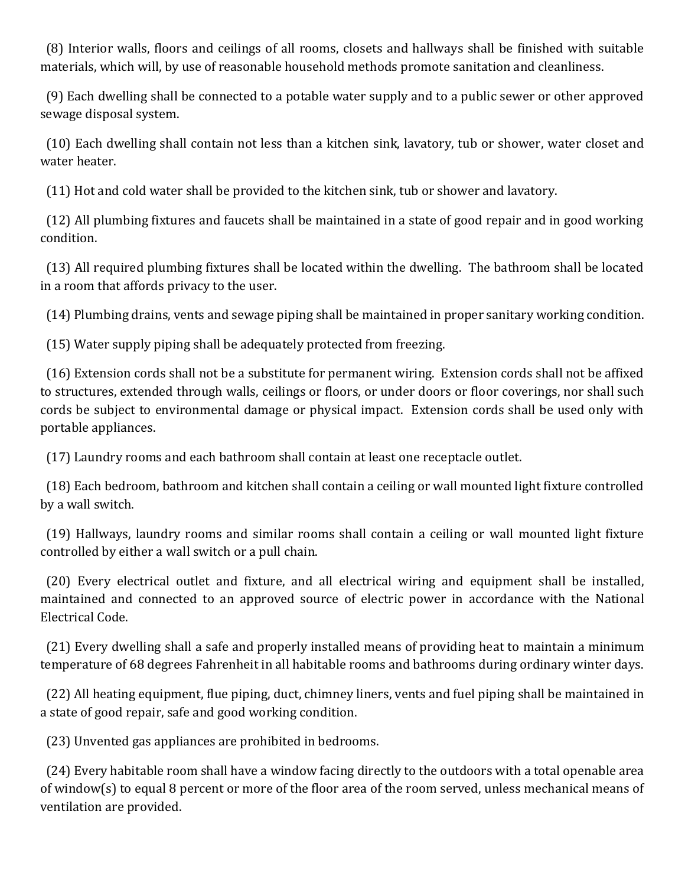(8) Interior walls, floors and ceilings of all rooms, closets and hallways shall be finished with suitable materials, which will, by use of reasonable household methods promote sanitation and cleanliness.

(9) Each dwelling shall be connected to a potable water supply and to a public sewer or other approved sewage disposal system.

(10) Each dwelling shall contain not less than a kitchen sink, lavatory, tub or shower, water closet and water heater.

(11) Hot and cold water shall be provided to the kitchen sink, tub or shower and lavatory.

(12) All plumbing fixtures and faucets shall be maintained in a state of good repair and in good working condition.

(13) All required plumbing fixtures shall be located within the dwelling. The bathroom shall be located in a room that affords privacy to the user.

(14) Plumbing drains, vents and sewage piping shall be maintained in proper sanitary working condition.

(15) Water supply piping shall be adequately protected from freezing.

(16) Extension cords shall not be a substitute for permanent wiring. Extension cords shall not be affixed to structures, extended through walls, ceilings or floors, or under doors or floor coverings, nor shall such cords be subject to environmental damage or physical impact. Extension cords shall be used only with portable appliances.

(17) Laundry rooms and each bathroom shall contain at least one receptacle outlet.

(18) Each bedroom, bathroom and kitchen shall contain a ceiling or wall mounted light fixture controlled by a wall switch.

(19) Hallways, laundry rooms and similar rooms shall contain a ceiling or wall mounted light fixture controlled by either a wall switch or a pull chain.

(20) Every electrical outlet and fixture, and all electrical wiring and equipment shall be installed, maintained and connected to an approved source of electric power in accordance with the National Electrical Code.

(21) Every dwelling shall a safe and properly installed means of providing heat to maintain a minimum temperature of 68 degrees Fahrenheit in all habitable rooms and bathrooms during ordinary winter days.

(22) All heating equipment, flue piping, duct, chimney liners, vents and fuel piping shall be maintained in a state of good repair, safe and good working condition.

(23) Unvented gas appliances are prohibited in bedrooms.

(24) Every habitable room shall have a window facing directly to the outdoors with a total openable area of window(s) to equal 8 percent or more of the floor area of the room served, unless mechanical means of ventilation are provided.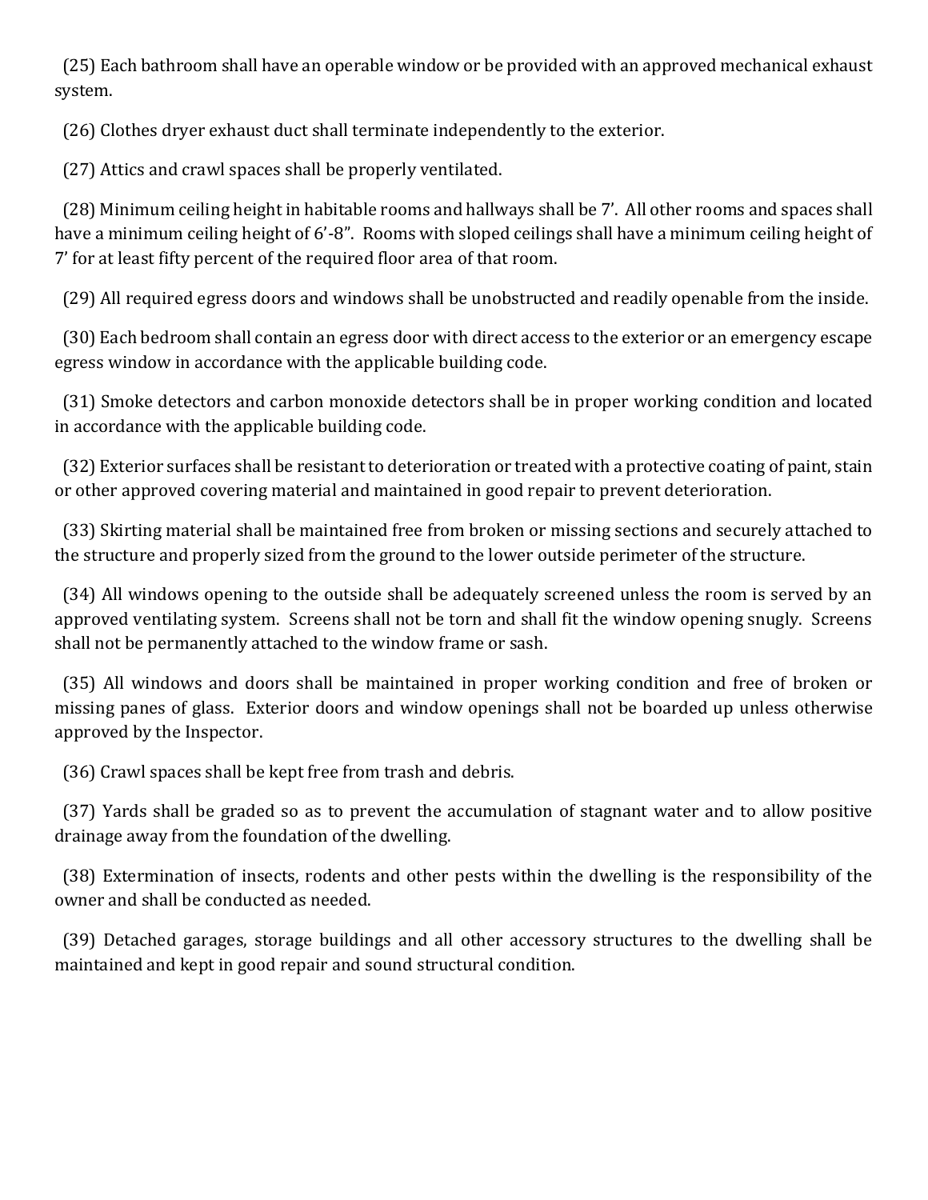(25) Each bathroom shall have an operable window or be provided with an approved mechanical exhaust system.

(26) Clothes dryer exhaust duct shall terminate independently to the exterior.

(27) Attics and crawl spaces shall be properly ventilated.

(28) Minimum ceiling height in habitable rooms and hallways shall be 7'. All other rooms and spaces shall have a minimum ceiling height of 6'-8". Rooms with sloped ceilings shall have a minimum ceiling height of 7' for at least fifty percent of the required floor area of that room.

(29) All required egress doors and windows shall be unobstructed and readily openable from the inside.

(30) Each bedroom shall contain an egress door with direct access to the exterior or an emergency escape egress window in accordance with the applicable building code.

(31) Smoke detectors and carbon monoxide detectors shall be in proper working condition and located in accordance with the applicable building code.

(32) Exterior surfaces shall be resistant to deterioration or treated with a protective coating of paint, stain or other approved covering material and maintained in good repair to prevent deterioration.

(33) Skirting material shall be maintained free from broken or missing sections and securely attached to the structure and properly sized from the ground to the lower outside perimeter of the structure.

(34) All windows opening to the outside shall be adequately screened unless the room is served by an approved ventilating system. Screens shall not be torn and shall fit the window opening snugly. Screens shall not be permanently attached to the window frame or sash.

(35) All windows and doors shall be maintained in proper working condition and free of broken or missing panes of glass. Exterior doors and window openings shall not be boarded up unless otherwise approved by the Inspector.

(36) Crawl spaces shall be kept free from trash and debris.

(37) Yards shall be graded so as to prevent the accumulation of stagnant water and to allow positive drainage away from the foundation of the dwelling.

(38) Extermination of insects, rodents and other pests within the dwelling is the responsibility of the owner and shall be conducted as needed.

(39) Detached garages, storage buildings and all other accessory structures to the dwelling shall be maintained and kept in good repair and sound structural condition.